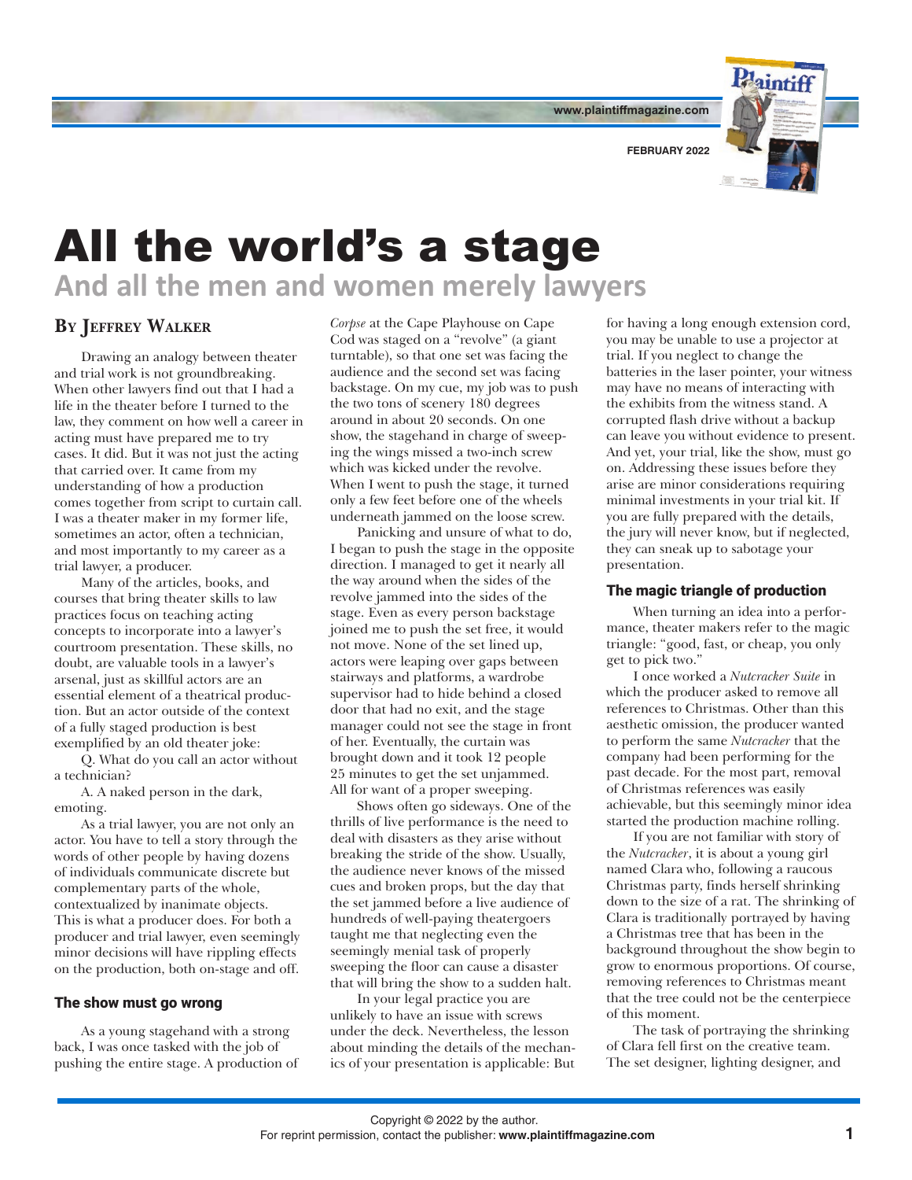# All the world's a stage

## And all the men and women merely lawyers

**By Jeffrey Walker**

Drawing an analogy between theater and trial work is not groundbreaking. When other lawyers find out that I had a life in the theater before I turned to the law, they comment on how well a career in acting must have prepared me to try cases. It did. But it was not just the acting that carried over. It came from my understanding of how a production comes together from script to curtain call. I was a theater maker in my former life, sometimes an actor, often a technician, and most importantly to my career as a trial lawyer, a producer.

Many of the articles, books, and courses that bring theater skills to law practices focus on teaching acting concepts to incorporate into a lawyer's courtroom presentation. These skills, no doubt, are valuable tools in a lawyer's arsenal, just as skillful actors are an essential element of a theatrical production. But an actor outside of the context of a fully staged production is best exemplified by an old theater joke:

Q. What do you call an actor without a technician?

A. A naked person in the dark, emoting.

As a trial lawyer, you are not only an actor. You have to tell a story through the words of other people by having dozens of individuals communicate discrete but complementary parts of the whole, contextualized by inanimate objects. This is what a producer does. For both a producer and trial lawyer, even seemingly minor decisions will have rippling effects on the production, both on-stage and off.

### The show must go wrong

As a young stagehand with a strong back, I was once tasked with the job of pushing the entire stage. A production of *Corpse* at the Cape Playhouse on Cape Cod was staged on a "revolve" (a giant turntable), so that one set was facing the audience and the second set was facing backstage. On my cue, my job was to push the two tons of scenery 180 degrees around in about 20 seconds. On one show, the stagehand in charge of sweeping the wings missed a two-inch screw which was kicked under the revolve. When I went to push the stage, it turned only a few feet before one of the wheels underneath jammed on the loose screw.

Panicking and unsure of what to do, I began to push the stage in the opposite direction. I managed to get it nearly all the way around when the sides of the revolve jammed into the sides of the stage. Even as every person backstage joined me to push the set free, it would not move. None of the set lined up, actors were leaping over gaps between stairways and platforms, a wardrobe supervisor had to hide behind a closed door that had no exit, and the stage manager could not see the stage in front of her. Eventually, the curtain was brought down and it took 12 people 25 minutes to get the set unjammed. All for want of a proper sweeping.

Shows often go sideways. One of the thrills of live performance is the need to deal with disasters as they arise without breaking the stride of the show. Usually, the audience never knows of the missed cues and broken props, but the day that the set jammed before a live audience of hundreds of well-paying theatergoers taught me that neglecting even the seemingly menial task of properly sweeping the floor can cause a disaster that will bring the show to a sudden halt.

In your legal practice you are unlikely to have an issue with screws under the deck. Nevertheless, the lesson about minding the details of the mechanics of your presentation is applicable: But for having a long enough extension cord, you may be unable to use a projector at trial. If you neglect to change the batteries in the laser pointer, your witness may have no means of interacting with the exhibits from the witness stand. A corrupted flash drive without a backup can leave you without evidence to present. And yet, your trial, like the show, must go on. Addressing these issues before they arise are minor considerations requiring minimal investments in your trial kit. If you are fully prepared with the details, the jury will never know, but if neglected, they can sneak up to sabotage your presentation.

### The magic triangle of production

When turning an idea into a performance, theater makers refer to the magic triangle: "good, fast, or cheap, you only get to pick two."

I once worked a *Nutcracker Suite* in which the producer asked to remove all references to Christmas. Other than this aesthetic omission, the producer wanted to perform the same *Nutcracker* that the company had been performing for the past decade. For the most part, removal of Christmas references was easily achievable, but this seemingly minor idea started the production machine rolling.

If you are not familiar with story of the *Nutcracker*, it is about a young girl named Clara who, following a raucous Christmas party, finds herself shrinking down to the size of a rat. The shrinking of Clara is traditionally portrayed by having a Christmas tree that has been in the background throughout the show begin to grow to enormous proportions. Of course, removing references to Christmas meant that the tree could not be the centerpiece of this moment.

The task of portraying the shrinking of Clara fell first on the creative team. The set designer, lighting designer, and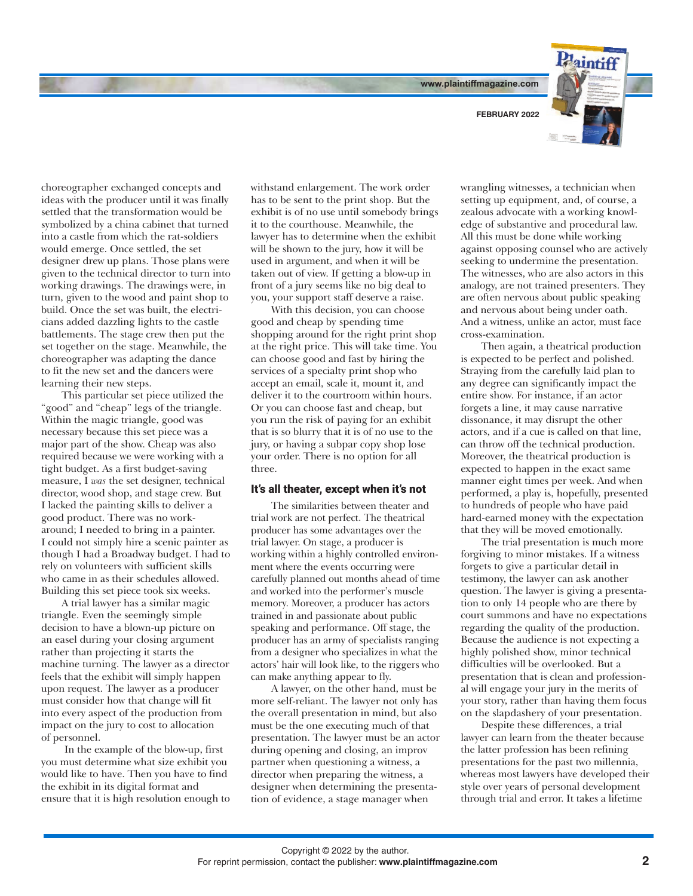choreographer exchanged concepts and ideas with the producer until it was finally settled that the transformation would be symbolized by a china cabinet that turned into a castle from which the rat-soldiers would emerge. Once settled, the set designer drew up plans. Those plans were given to the technical director to turn into working drawings. The drawings were, in turn, given to the wood and paint shop to build. Once the set was built, the electricians added dazzling lights to the castle battlements. The stage crew then put the set together on the stage. Meanwhile, the choreographer was adapting the dance to fit the new set and the dancers were learning their new steps.

This particular set piece utilized the "good" and "cheap" legs of the triangle. Within the magic triangle, good was necessary because this set piece was a major part of the show. Cheap was also required because we were working with a tight budget. As a first budget-saving measure, I *was* the set designer, technical director, wood shop, and stage crew. But I lacked the painting skills to deliver a good product. There was no workaround; I needed to bring in a painter. I could not simply hire a scenic painter as though I had a Broadway budget. I had to rely on volunteers with sufficient skills who came in as their schedules allowed. Building this set piece took six weeks.

A trial lawyer has a similar magic triangle. Even the seemingly simple decision to have a blown-up picture on an easel during your closing argument rather than projecting it starts the machine turning. The lawyer as a director feels that the exhibit will simply happen upon request. The lawyer as a producer must consider how that change will fit into every aspect of the production from impact on the jury to cost to allocation of personnel.

In the example of the blow-up, first you must determine what size exhibit you would like to have. Then you have to find the exhibit in its digital format and ensure that it is high resolution enough to withstand enlargement. The work order has to be sent to the print shop. But the exhibit is of no use until somebody brings it to the courthouse. Meanwhile, the lawyer has to determine when the exhibit will be shown to the jury, how it will be used in argument, and when it will be taken out of view. If getting a blow-up in front of a jury seems like no big deal to you, your support staff deserve a raise.

With this decision, you can choose good and cheap by spending time shopping around for the right print shop at the right price. This will take time. You can choose good and fast by hiring the services of a specialty print shop who accept an email, scale it, mount it, and deliver it to the courtroom within hours. Or you can choose fast and cheap, but you run the risk of paying for an exhibit that is so blurry that it is of no use to the jury, or having a subpar copy shop lose your order. There is no option for all three.

### It's all theater, except when it's not

The similarities between theater and trial work are not perfect. The theatrical producer has some advantages over the trial lawyer. On stage, a producer is working within a highly controlled environment where the events occurring were carefully planned out months ahead of time and worked into the performer's muscle memory. Moreover, a producer has actors trained in and passionate about public speaking and performance. Off stage, the producer has an army of specialists ranging from a designer who specializes in what the actors' hair will look like, to the riggers who can make anything appear to fly.

A lawyer, on the other hand, must be more self-reliant. The lawyer not only has the overall presentation in mind, but also must be the one executing much of that presentation. The lawyer must be an actor during opening and closing, an improv partner when questioning a witness, a director when preparing the witness, a designer when determining the presentation of evidence, a stage manager when wrangling witnesses, a technician when setting up equipment, and, of course, a zealous advocate with a working knowledge of substantive and procedural law. All this must be done while working against opposing counsel who are actively seeking to undermine the presentation. The witnesses, who are also actors in this analogy, are not trained presenters. They are often nervous about public speaking and nervous about being under oath. And a witness, unlike an actor, must face cross-examination.

Then again, a theatrical production is expected to be perfect and polished. Straying from the carefully laid plan to any degree can significantly impact the entire show. For instance, if an actor forgets a line, it may cause narrative dissonance, it may disrupt the other actors, and if a cue is called on that line, can throw off the technical production. Moreover, the theatrical production is expected to happen in the exact same manner eight times per week. And when performed, a play is, hopefully, presented to hundreds of people who have paid hard-earned money with the expectation that they will be moved emotionally.

The trial presentation is much more forgiving to minor mistakes. If a witness forgets to give a particular detail in testimony, the lawyer can ask another question. The lawyer is giving a presentation to only 14 people who are there by court summons and have no expectations regarding the quality of the production. Because the audience is not expecting a highly polished show, minor technical difficulties will be overlooked. But a presentation that is clean and professional will engage your jury in the merits of your story, rather than having them focus on the slapdashery of your presentation.

Despite these differences, a trial lawyer can learn from the theater because the latter profession has been refining presentations for the past two millennia, whereas most lawyers have developed their style over years of personal development through trial and error. It takes a lifetime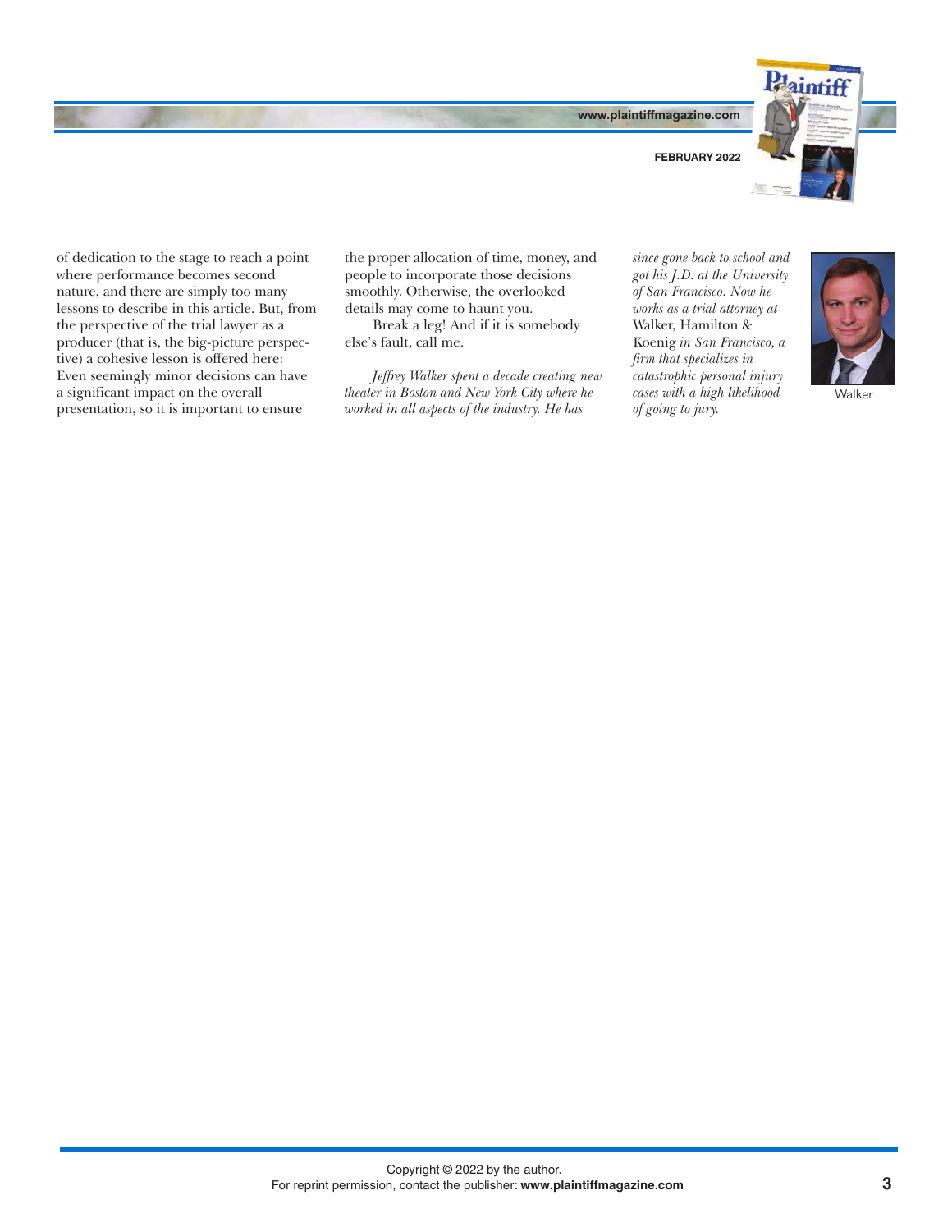of dedication to the stage to reach a point where performance becomes second nature, and there are simply too many lessons to describe in this article. But, from the perspective of the trial lawyer as a producer (that is, the big-picture perspective) a cohesive lesson is offered here: Even seemingly minor decisions can have a significant impact on the overall presentation, so it is important to ensure the proper allocation of time, money, and people to incorporate those decisions smoothly. Otherwise, the overlooked details may come to haunt you.

Break a leg! And if it is somebody else's fault, call me.

*Jeffrey Walker spent a decade creating new theater in Boston and New York City where he worked in all aspects of the industry. He has since gone back to school and got his J.D. at the University of San Francisco. Now he works as a trial attorney at* Walker, Hamilton & Koenig *in San Francisco, a firm that specializes in catastrophic personal injury cases with a high likelihood of going to jury.*

Walker